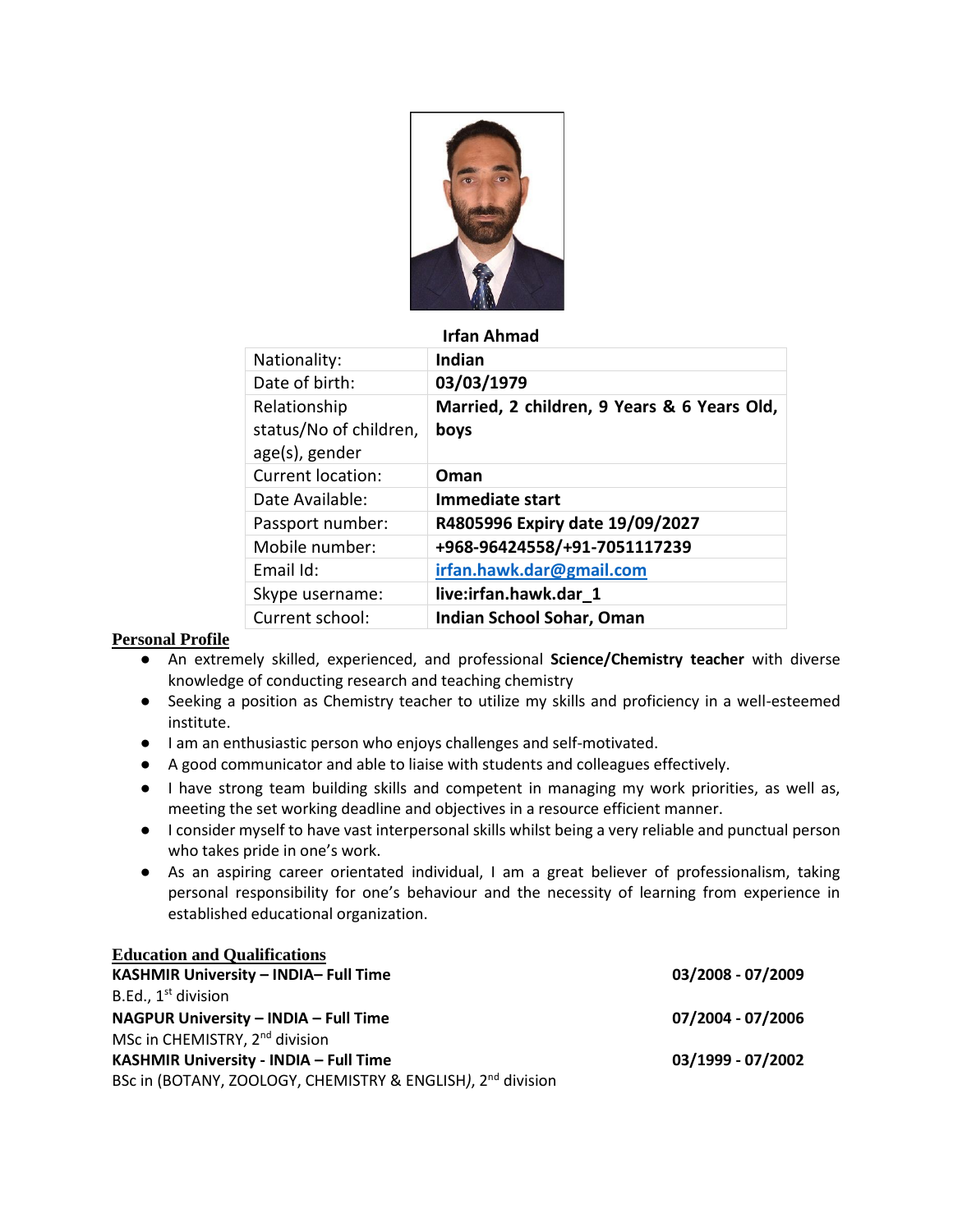**Irfan Ahmad**

| | |
|---|---|
| Nationality: | **Indian** |
| Date of birth: | **03/03/1979** |
| Relationship status/No of children, age(s), gender | **Married, 2 children, 9 Years & 6 Years Old, boys** |
| Current location: | **Oman** |
| Date Available: | **Immediate start** |
| Passport number: | **R4805996 Expiry date 19/09/2027** |
| Mobile number: | **+968-96424558/+91-7051117239** |
| Email Id: | **irfan.hawk.dar@gmail.com** |
| Skype username: | **live:irfan.hawk.dar_1** |
| Current school: | **Indian School Sohar, Oman** |

## Personal Profile

- An extremely skilled, experienced, and professional **Science/Chemistry teacher** with diverse knowledge of conducting research and teaching chemistry
- Seeking a position as Chemistry teacher to utilize my skills and proficiency in a well-esteemed institute.
- I am an enthusiastic person who enjoys challenges and self-motivated.
- A good communicator and able to liaise with students and colleagues effectively.
- I have strong team building skills and competent in managing my work priorities, as well as, meeting the set working deadline and objectives in a resource efficient manner.
- I consider myself to have vast interpersonal skills whilst being a very reliable and punctual person who takes pride in one's work.
- As an aspiring career orientated individual, I am a great believer of professionalism, taking personal responsibility for one's behaviour and the necessity of learning from experience in established educational organization.

## Education and Qualifications

**KASHMIR University – INDIA– Full Time** — **03/2008 - 07/2009**
B.Ed., 1st division

**NAGPUR University – INDIA – Full Time** — **07/2004 - 07/2006**
MSc in CHEMISTRY, 2nd division

**KASHMIR University - INDIA – Full Time** — **03/1999 - 07/2002**
BSc in (BOTANY, ZOOLOGY, CHEMISTRY & ENGLISH*)*, 2nd division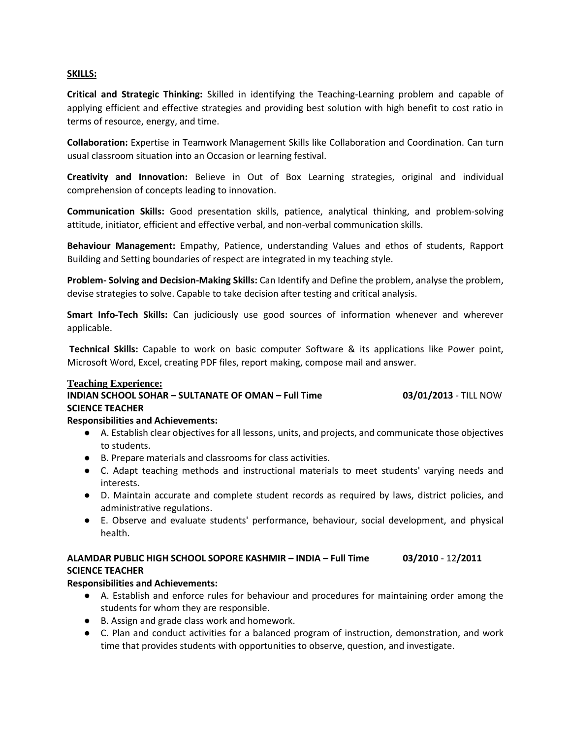## SKILLS:

**Critical and Strategic Thinking:** Skilled in identifying the Teaching-Learning problem and capable of applying efficient and effective strategies and providing best solution with high benefit to cost ratio in terms of resource, energy, and time.

**Collaboration:** Expertise in Teamwork Management Skills like Collaboration and Coordination. Can turn usual classroom situation into an Occasion or learning festival.

**Creativity and Innovation:** Believe in Out of Box Learning strategies, original and individual comprehension of concepts leading to innovation.

**Communication Skills:** Good presentation skills, patience, analytical thinking, and problem-solving attitude, initiator, efficient and effective verbal, and non-verbal communication skills.

**Behaviour Management:** Empathy, Patience, understanding Values and ethos of students, Rapport Building and Setting boundaries of respect are integrated in my teaching style.

**Problem- Solving and Decision-Making Skills:** Can Identify and Define the problem, analyse the problem, devise strategies to solve. Capable to take decision after testing and critical analysis.

**Smart Info-Tech Skills:** Can judiciously use good sources of information whenever and wherever applicable.

**Technical Skills:** Capable to work on basic computer Software & its applications like Power point, Microsoft Word, Excel, creating PDF files, report making, compose mail and answer.

## Teaching Experience:

**INDIAN SCHOOL SOHAR – SULTANATE OF OMAN – Full Time** **03/01/2013** - TILL NOW
**SCIENCE TEACHER**

**Responsibilities and Achievements:**

- A. Establish clear objectives for all lessons, units, and projects, and communicate those objectives to students.
- B. Prepare materials and classrooms for class activities.
- C. Adapt teaching methods and instructional materials to meet students' varying needs and interests.
- D. Maintain accurate and complete student records as required by laws, district policies, and administrative regulations.
- E. Observe and evaluate students' performance, behaviour, social development, and physical health.

**ALAMDAR PUBLIC HIGH SCHOOL SOPORE KASHMIR – INDIA – Full Time** **03/2010** - 12**/2011**
**SCIENCE TEACHER**

**Responsibilities and Achievements:**

- A. Establish and enforce rules for behaviour and procedures for maintaining order among the students for whom they are responsible.
- B. Assign and grade class work and homework.
- C. Plan and conduct activities for a balanced program of instruction, demonstration, and work time that provides students with opportunities to observe, question, and investigate.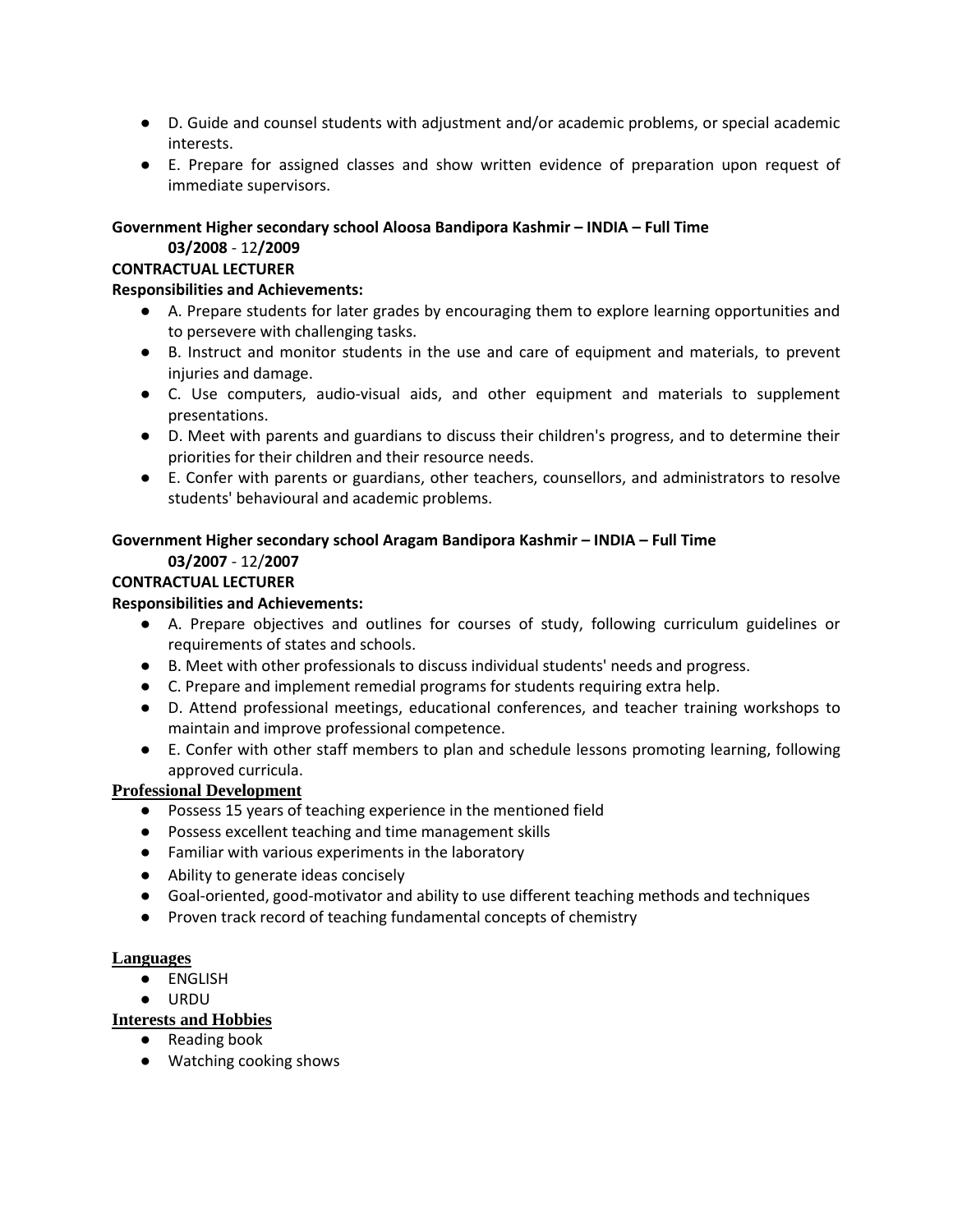- D. Guide and counsel students with adjustment and/or academic problems, or special academic interests.
- E. Prepare for assigned classes and show written evidence of preparation upon request of immediate supervisors.

**Government Higher secondary school Aloosa Bandipora Kashmir – INDIA – Full Time**
**03/2008** - 12**/2009**

**CONTRACTUAL LECTURER**

**Responsibilities and Achievements:**

- A. Prepare students for later grades by encouraging them to explore learning opportunities and to persevere with challenging tasks.
- B. Instruct and monitor students in the use and care of equipment and materials, to prevent injuries and damage.
- C. Use computers, audio-visual aids, and other equipment and materials to supplement presentations.
- D. Meet with parents and guardians to discuss their children's progress, and to determine their priorities for their children and their resource needs.
- E. Confer with parents or guardians, other teachers, counsellors, and administrators to resolve students' behavioural and academic problems.

**Government Higher secondary school Aragam Bandipora Kashmir – INDIA – Full Time**
**03/2007** - 12/**2007**

**CONTRACTUAL LECTURER**

**Responsibilities and Achievements:**

- A. Prepare objectives and outlines for courses of study, following curriculum guidelines or requirements of states and schools.
- B. Meet with other professionals to discuss individual students' needs and progress.
- C. Prepare and implement remedial programs for students requiring extra help.
- D. Attend professional meetings, educational conferences, and teacher training workshops to maintain and improve professional competence.
- E. Confer with other staff members to plan and schedule lessons promoting learning, following approved curricula.

## Professional Development

- Possess 15 years of teaching experience in the mentioned field
- Possess excellent teaching and time management skills
- Familiar with various experiments in the laboratory
- Ability to generate ideas concisely
- Goal-oriented, good-motivator and ability to use different teaching methods and techniques
- Proven track record of teaching fundamental concepts of chemistry

## Languages

- ENGLISH
- URDU

## Interests and Hobbies

- Reading book
- Watching cooking shows